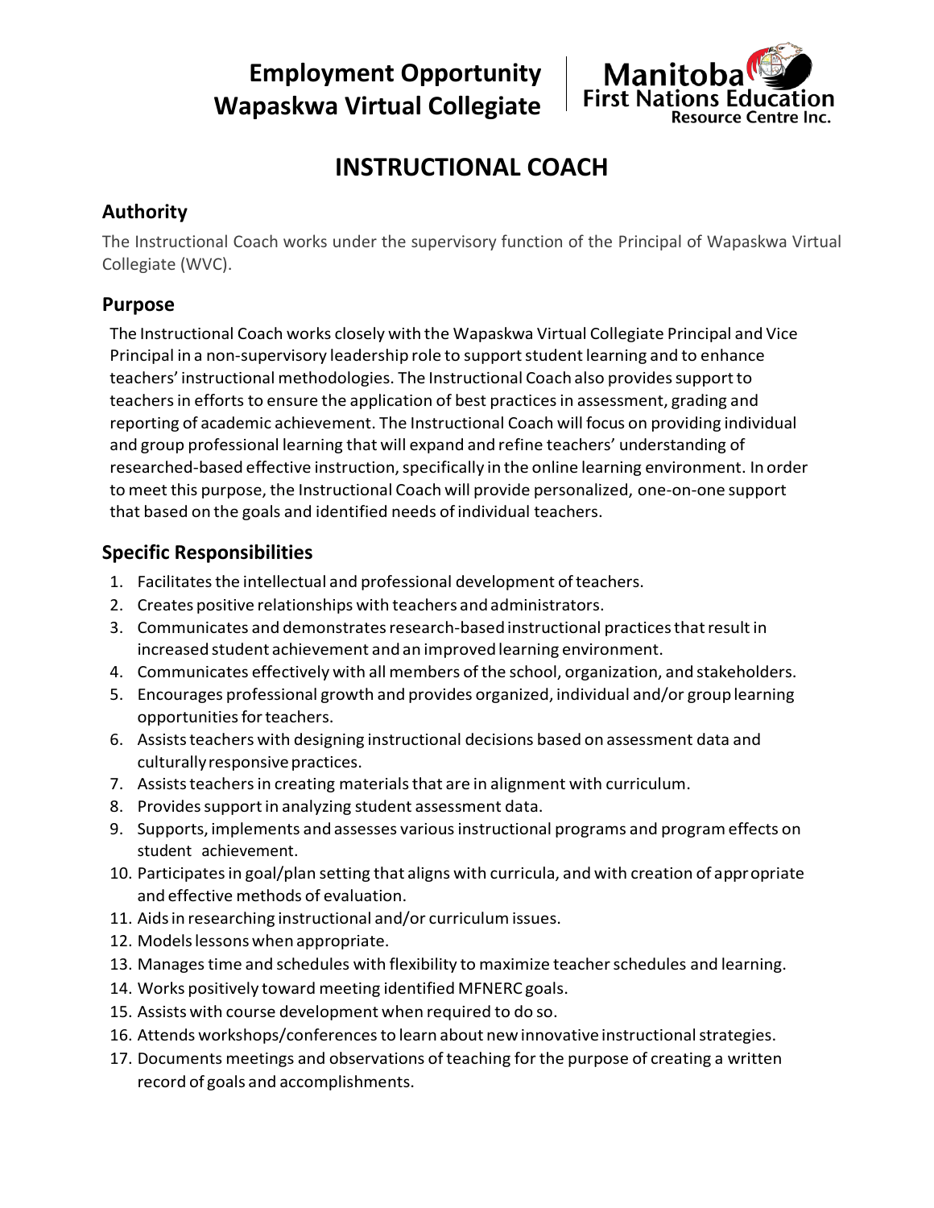**Employment Opportunity**
**Wapaskwa Virtual Collegiate**

Manitoba First Nations Education Resource Centre Inc.

# INSTRUCTIONAL COACH

## Authority

The Instructional Coach works under the supervisory function of the Principal of Wapaskwa Virtual Collegiate (WVC).

## Purpose

The Instructional Coach works closely with the Wapaskwa Virtual Collegiate Principal and Vice Principal in a non-supervisory leadership role to support student learning and to enhance teachers' instructional methodologies. The Instructional Coach also provides support to teachers in efforts to ensure the application of best practices in assessment, grading and reporting of academic achievement. The Instructional Coach will focus on providing individual and group professional learning that will expand and refine teachers' understanding of researched-based effective instruction, specifically in the online learning environment. In order to meet this purpose, the Instructional Coach will provide personalized, one-on-one support that based on the goals and identified needs of individual teachers.

## Specific Responsibilities

1. Facilitates the intellectual and professional development of teachers.
2. Creates positive relationships with teachers and administrators.
3. Communicates and demonstrates research-based instructional practices that result in increased student achievement and an improved learning environment.
4. Communicates effectively with all members of the school, organization, and stakeholders.
5. Encourages professional growth and provides organized, individual and/or group learning opportunities for teachers.
6. Assists teachers with designing instructional decisions based on assessment data and culturally responsive practices.
7. Assists teachers in creating materials that are in alignment with curriculum.
8. Provides support in analyzing student assessment data.
9. Supports, implements and assesses various instructional programs and program effects on student achievement.
10. Participates in goal/plan setting that aligns with curricula, and with creation of appropriate and effective methods of evaluation.
11. Aids in researching instructional and/or curriculum issues.
12. Models lessons when appropriate.
13. Manages time and schedules with flexibility to maximize teacher schedules and learning.
14. Works positively toward meeting identified MFNERC goals.
15. Assists with course development when required to do so.
16. Attends workshops/conferences to learn about new innovative instructional strategies.
17. Documents meetings and observations of teaching for the purpose of creating a written record of goals and accomplishments.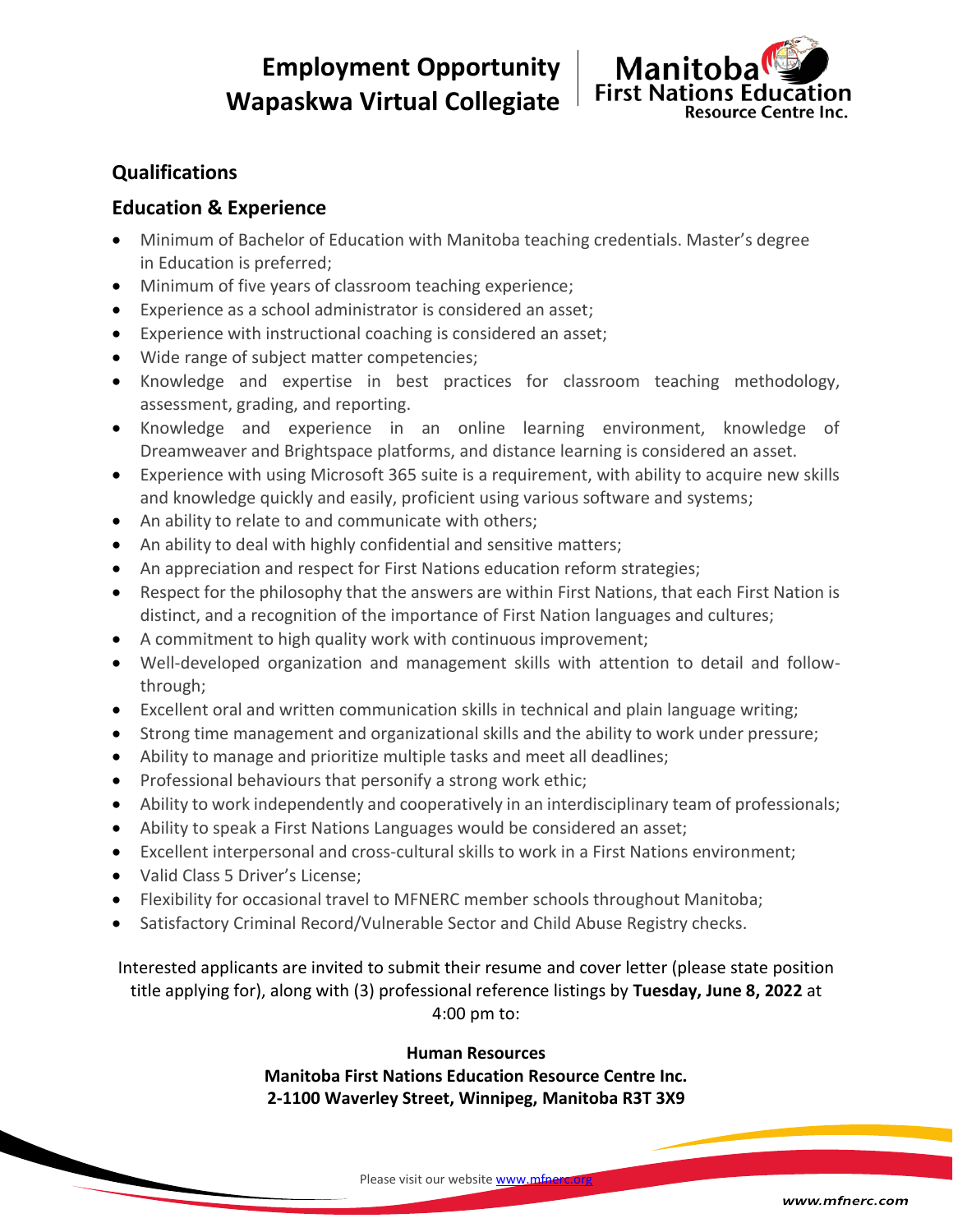## Qualifications

### Education & Experience

- Minimum of Bachelor of Education with Manitoba teaching credentials. Master's degree in Education is preferred;
- Minimum of five years of classroom teaching experience;
- Experience as a school administrator is considered an asset;
- Experience with instructional coaching is considered an asset;
- Wide range of subject matter competencies;
- Knowledge and expertise in best practices for classroom teaching methodology, assessment, grading, and reporting.
- Knowledge and experience in an online learning environment, knowledge of Dreamweaver and Brightspace platforms, and distance learning is considered an asset.
- Experience with using Microsoft 365 suite is a requirement, with ability to acquire new skills and knowledge quickly and easily, proficient using various software and systems;
- An ability to relate to and communicate with others;
- An ability to deal with highly confidential and sensitive matters;
- An appreciation and respect for First Nations education reform strategies;
- Respect for the philosophy that the answers are within First Nations, that each First Nation is distinct, and a recognition of the importance of First Nation languages and cultures;
- A commitment to high quality work with continuous improvement;
- Well-developed organization and management skills with attention to detail and follow-through;
- Excellent oral and written communication skills in technical and plain language writing;
- Strong time management and organizational skills and the ability to work under pressure;
- Ability to manage and prioritize multiple tasks and meet all deadlines;
- Professional behaviours that personify a strong work ethic;
- Ability to work independently and cooperatively in an interdisciplinary team of professionals;
- Ability to speak a First Nations Languages would be considered an asset;
- Excellent interpersonal and cross-cultural skills to work in a First Nations environment;
- Valid Class 5 Driver's License;
- Flexibility for occasional travel to MFNERC member schools throughout Manitoba;
- Satisfactory Criminal Record/Vulnerable Sector and Child Abuse Registry checks.

Interested applicants are invited to submit their resume and cover letter (please state position title applying for), along with (3) professional reference listings by **Tuesday, June 8, 2022** at 4:00 pm to:

**Human Resources**
**Manitoba First Nations Education Resource Centre Inc.**
**2-1100 Waverley Street, Winnipeg, Manitoba R3T 3X9**

Please visit our website www.mfnerc.org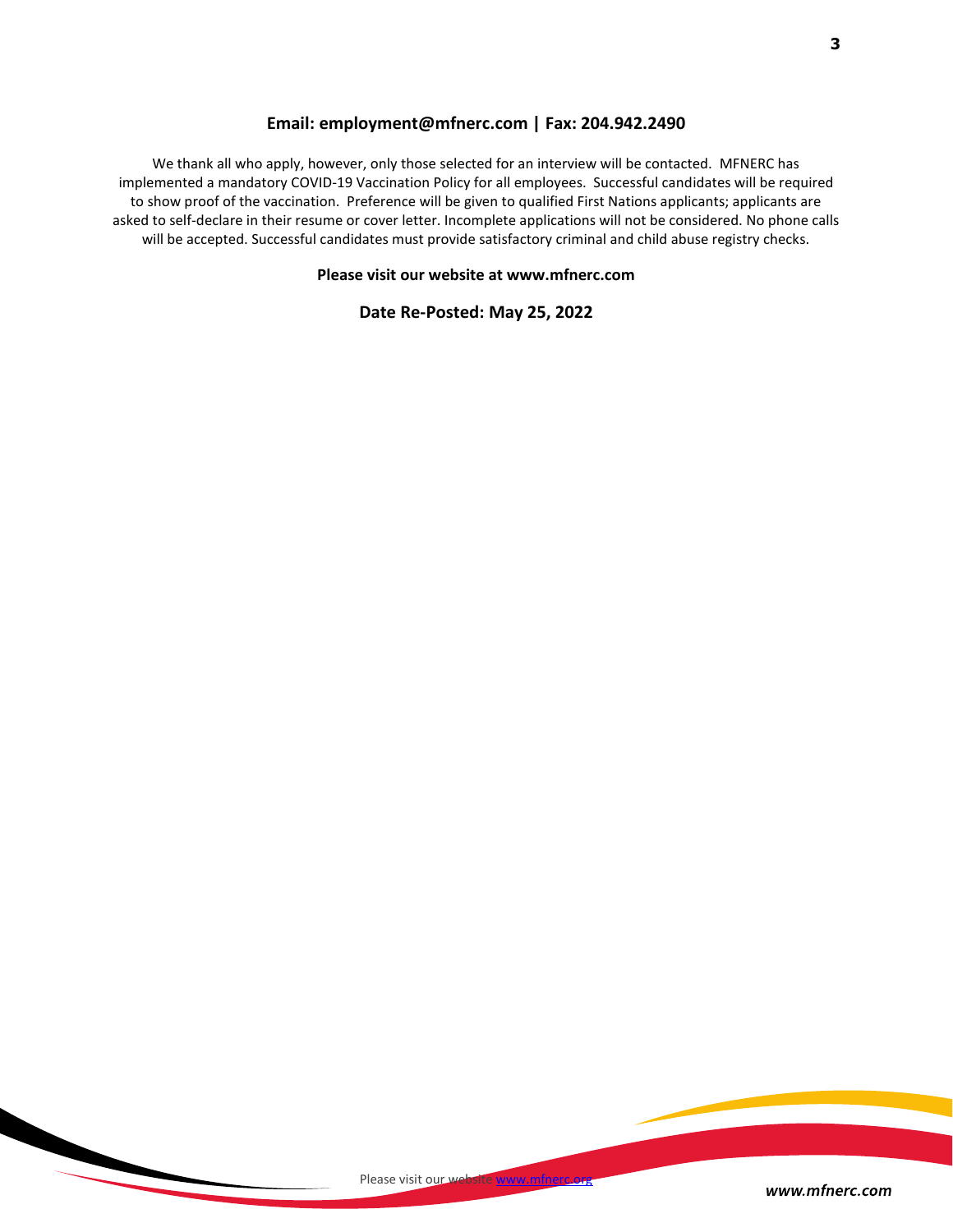**Email: employment@mfnerc.com | Fax: 204.942.2490**

We thank all who apply, however, only those selected for an interview will be contacted. MFNERC has implemented a mandatory COVID-19 Vaccination Policy for all employees. Successful candidates will be required to show proof of the vaccination. Preference will be given to qualified First Nations applicants; applicants are asked to self-declare in their resume or cover letter. Incomplete applications will not be considered. No phone calls will be accepted. Successful candidates must provide satisfactory criminal and child abuse registry checks.

**Please visit our website at www.mfnerc.com**

**Date Re-Posted: May 25, 2022**